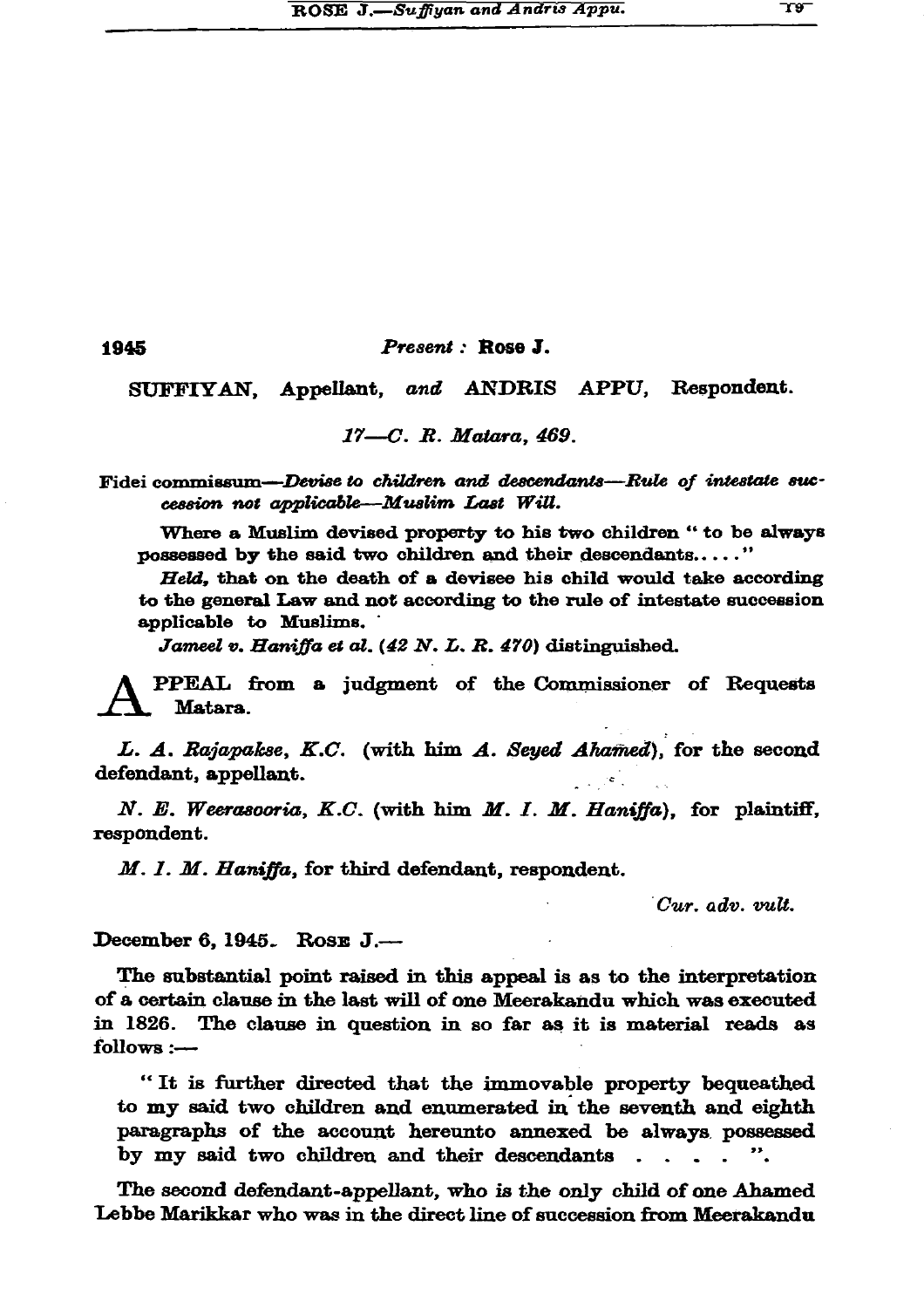1945

*Present :* **Rose J.**

SUFFIYAN, Appellant, *and* ANDRIS APPU, Respondent.

*17—C. R. Matara, 469.*

Fidei commissum—*Devise to children and descendants—Rule of intestate succession not applicable—Muslim Last Will.*

Where a Muslim devised property to his two children " to be always possessed by the said two children and their descendants. . . . "

*Held,* that on the death of a devisee his child would take according to the general Law and not according to the rule of intestate succession applicable to Muslims.

*Jameel v. Haniffa et al. (42 N. L. R. 470)* distinguished.

APPEAL from a judgment of the Commissioner of Requests Matara.

*L. A. Rajapakse, K.C.* (with him *A. Seyed Ahamed*), for the second defendant, appellant.

*N. E. Weerasooria, K.C.* (with him *M. I. M. Haniffa*), for plaintiff, respondent.

*M. I. M. Haniffa*, for third defendant, respondent.

*Cur. adv. vult.*

December 6, 1945. Rose J.—

The substantial point raised in this appeal is as to the interpretation of a certain clause in the last will of one Meerakandu which was executed in 1826. The clause in question in so far as it is material reads as follows :—

" It is further directed that the immovable property bequeathed to my said two children and enumerated in the seventh and eighth paragraphs of the account hereunto annexed be always possessed by my said two children and their descendants . . . . ".

The second defendant-appellant, who is the only child of one Ahamed Lebbe Marikkar who was in the direct line of succession from Meerakandu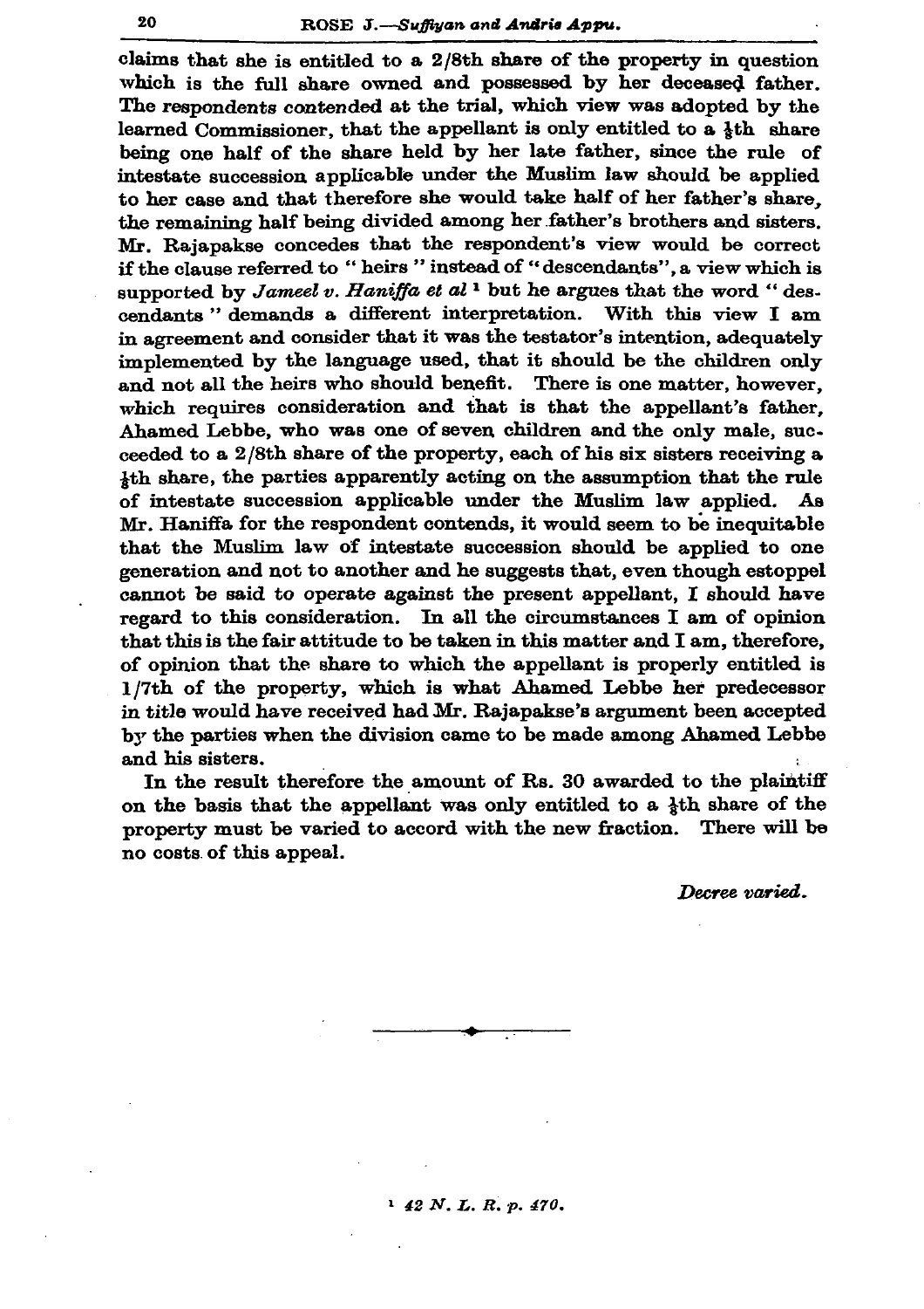claims that she is entitled to a 2/8th share of the property in question which is the full share owned and possessed by her deceased father. The respondents contended at the trial, which view was adopted by the learned Commissioner, that the appellant is only entitled to a 1/8th share being one half of the share held by her late father, since the rule of intestate succession applicable under the Muslim law should be applied to her case and that therefore she would take half of her father's share, the remaining half being divided among her father's brothers and sisters. Mr. Rajapakse concedes that the respondent's view would be correct if the clause referred to " heirs " instead of " descendants ", a view which is supported by *Jameel v. Haniffa et al* [1] but he argues that the word " descendants " demands a different interpretation. With this view I am in agreement and consider that it was the testator's intention, adequately implemented by the language used, that it should be the children only and not all the heirs who should benefit. There is one matter, however, which requires consideration and that is that the appellant's father, Ahamed Lebbe, who was one of seven children and the only male, succeeded to a 2/8th share of the property, each of his six sisters receiving a 1/8th share, the parties apparently acting on the assumption that the rule of intestate succession applicable under the Muslim law applied. As Mr. Haniffa for the respondent contends, it would seem to be inequitable that the Muslim law of intestate succession should be applied to one generation and not to another and he suggests that, even though estoppel cannot be said to operate against the present appellant, I should have regard to this consideration. In all the circumstances I am of opinion that this is the fair attitude to be taken in this matter and I am, therefore, of opinion that the share to which the appellant is properly entitled is 1/7th of the property, which is what Ahamed Lebbe her predecessor in title would have received had Mr. Rajapakse's argument been accepted by the parties when the division came to be made among Ahamed Lebbe and his sisters.

In the result therefore the amount of Rs. 30 awarded to the plaintiff on the basis that the appellant was only entitled to a 1/8th share of the property must be varied to accord with the new fraction. There will be no costs of this appeal.

*Decree varied.*

---

[1] *42 N. L. R. p. 470.*